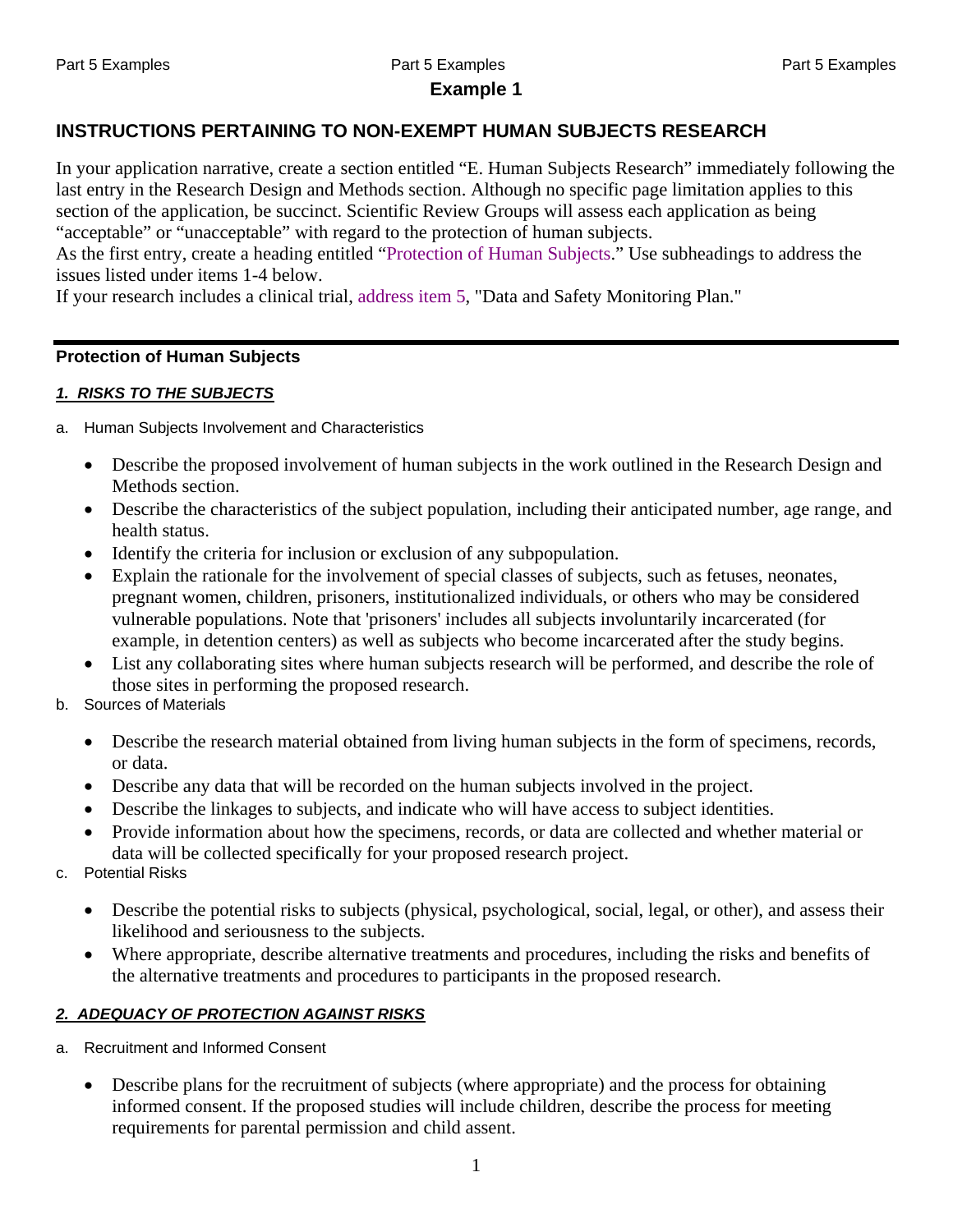## Example 1

### INSTRUCTIONS PERTAINING TO NON-EXEMPT HUMAN SUBJECTS RESEARCH

In your application narrative, create a section entitled "E. Human Subjects Research" immediately following the last entry in the Research Design and Methods section. Although no specific page limitation applies to this section of the application, be succinct. Scientific Review Groups will assess each application as being "acceptable" or "unacceptable" with regard to the protection of human subjects.

As the first entry, create a heading entitled "Protection of Human Subjects." Use subheadings to address the issues listed under items 1-4 below.

If your research includes a clinical trial, address item 5, "Data and Safety Monitoring Plan."

---

**Protection of Human Subjects**

***1. RISKS TO THE SUBJECTS***

a. Human Subjects Involvement and Characteristics

- Describe the proposed involvement of human subjects in the work outlined in the Research Design and Methods section.
- Describe the characteristics of the subject population, including their anticipated number, age range, and health status.
- Identify the criteria for inclusion or exclusion of any subpopulation.
- Explain the rationale for the involvement of special classes of subjects, such as fetuses, neonates, pregnant women, children, prisoners, institutionalized individuals, or others who may be considered vulnerable populations. Note that 'prisoners' includes all subjects involuntarily incarcerated (for example, in detention centers) as well as subjects who become incarcerated after the study begins.
- List any collaborating sites where human subjects research will be performed, and describe the role of those sites in performing the proposed research.

b. Sources of Materials

- Describe the research material obtained from living human subjects in the form of specimens, records, or data.
- Describe any data that will be recorded on the human subjects involved in the project.
- Describe the linkages to subjects, and indicate who will have access to subject identities.
- Provide information about how the specimens, records, or data are collected and whether material or data will be collected specifically for your proposed research project.

c. Potential Risks

- Describe the potential risks to subjects (physical, psychological, social, legal, or other), and assess their likelihood and seriousness to the subjects.
- Where appropriate, describe alternative treatments and procedures, including the risks and benefits of the alternative treatments and procedures to participants in the proposed research.

***2. ADEQUACY OF PROTECTION AGAINST RISKS***

a. Recruitment and Informed Consent

- Describe plans for the recruitment of subjects (where appropriate) and the process for obtaining informed consent. If the proposed studies will include children, describe the process for meeting requirements for parental permission and child assent.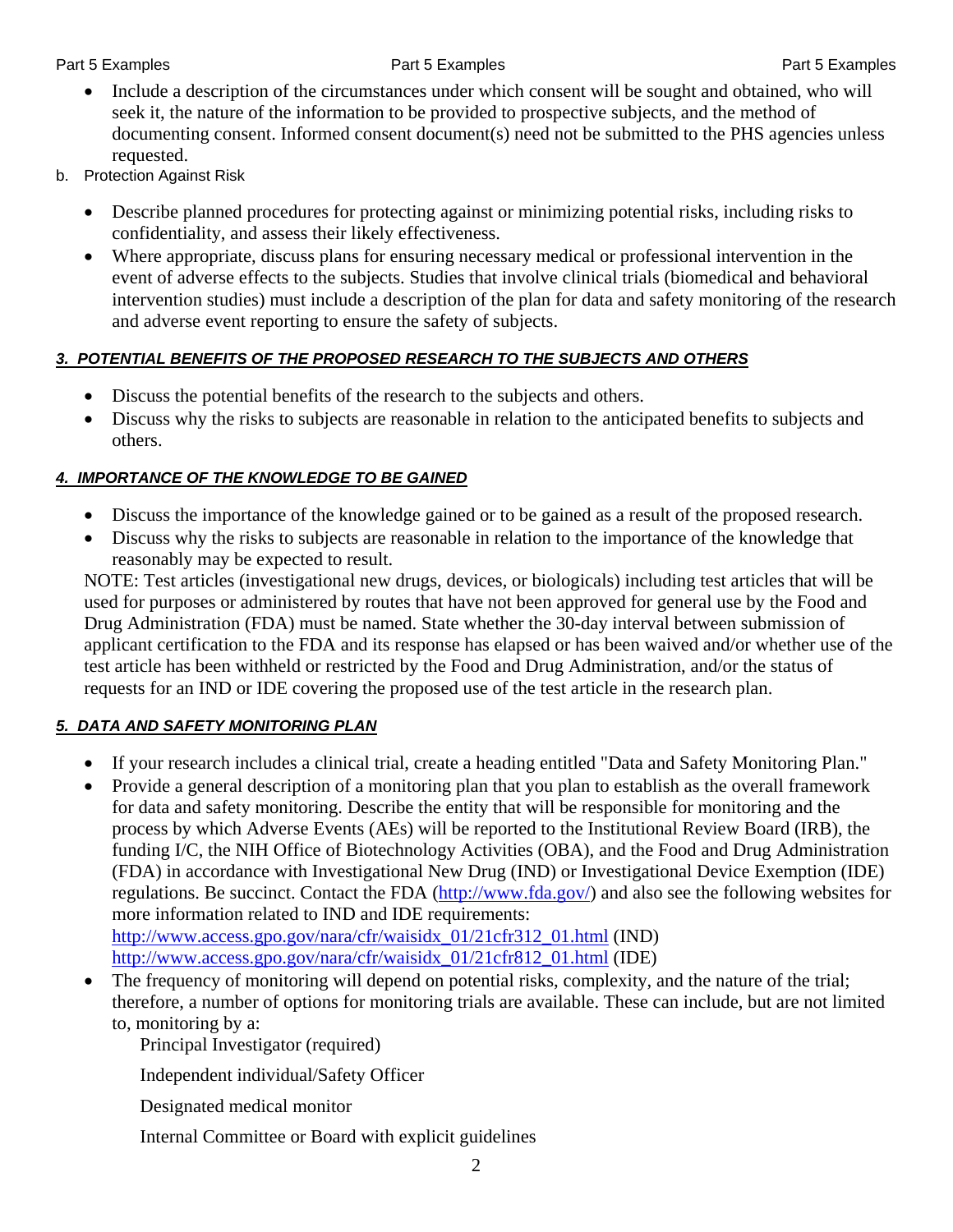- Include a description of the circumstances under which consent will be sought and obtained, who will seek it, the nature of the information to be provided to prospective subjects, and the method of documenting consent. Informed consent document(s) need not be submitted to the PHS agencies unless requested.

b. Protection Against Risk

- Describe planned procedures for protecting against or minimizing potential risks, including risks to confidentiality, and assess their likely effectiveness.
- Where appropriate, discuss plans for ensuring necessary medical or professional intervention in the event of adverse effects to the subjects. Studies that involve clinical trials (biomedical and behavioral intervention studies) must include a description of the plan for data and safety monitoring of the research and adverse event reporting to ensure the safety of subjects.

### 3. POTENTIAL BENEFITS OF THE PROPOSED RESEARCH TO THE SUBJECTS AND OTHERS

- Discuss the potential benefits of the research to the subjects and others.
- Discuss why the risks to subjects are reasonable in relation to the anticipated benefits to subjects and others.

### 4. IMPORTANCE OF THE KNOWLEDGE TO BE GAINED

- Discuss the importance of the knowledge gained or to be gained as a result of the proposed research.
- Discuss why the risks to subjects are reasonable in relation to the importance of the knowledge that reasonably may be expected to result.

NOTE: Test articles (investigational new drugs, devices, or biologicals) including test articles that will be used for purposes or administered by routes that have not been approved for general use by the Food and Drug Administration (FDA) must be named. State whether the 30-day interval between submission of applicant certification to the FDA and its response has elapsed or has been waived and/or whether use of the test article has been withheld or restricted by the Food and Drug Administration, and/or the status of requests for an IND or IDE covering the proposed use of the test article in the research plan.

### 5. DATA AND SAFETY MONITORING PLAN

- If your research includes a clinical trial, create a heading entitled "Data and Safety Monitoring Plan."
- Provide a general description of a monitoring plan that you plan to establish as the overall framework for data and safety monitoring. Describe the entity that will be responsible for monitoring and the process by which Adverse Events (AEs) will be reported to the Institutional Review Board (IRB), the funding I/C, the NIH Office of Biotechnology Activities (OBA), and the Food and Drug Administration (FDA) in accordance with Investigational New Drug (IND) or Investigational Device Exemption (IDE) regulations. Be succinct. Contact the FDA (http://www.fda.gov/) and also see the following websites for more information related to IND and IDE requirements:
  http://www.access.gpo.gov/nara/cfr/waisidx_01/21cfr312_01.html (IND)
  http://www.access.gpo.gov/nara/cfr/waisidx_01/21cfr812_01.html (IDE)
- The frequency of monitoring will depend on potential risks, complexity, and the nature of the trial; therefore, a number of options for monitoring trials are available. These can include, but are not limited to, monitoring by a:

  Principal Investigator (required)

  Independent individual/Safety Officer

  Designated medical monitor

  Internal Committee or Board with explicit guidelines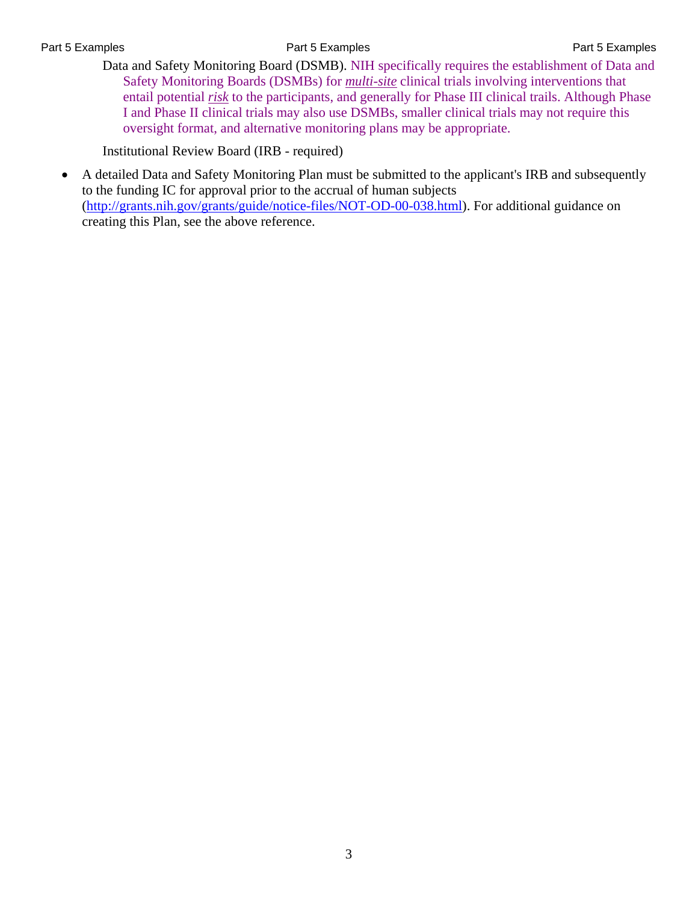Data and Safety Monitoring Board (DSMB). NIH specifically requires the establishment of Data and Safety Monitoring Boards (DSMBs) for ***multi-site*** clinical trials involving interventions that entail potential ***risk*** to the participants, and generally for Phase III clinical trails. Although Phase I and Phase II clinical trials may also use DSMBs, smaller clinical trials may not require this oversight format, and alternative monitoring plans may be appropriate.

Institutional Review Board (IRB - required)

- A detailed Data and Safety Monitoring Plan must be submitted to the applicant's IRB and subsequently to the funding IC for approval prior to the accrual of human subjects (http://grants.nih.gov/grants/guide/notice-files/NOT-OD-00-038.html). For additional guidance on creating this Plan, see the above reference.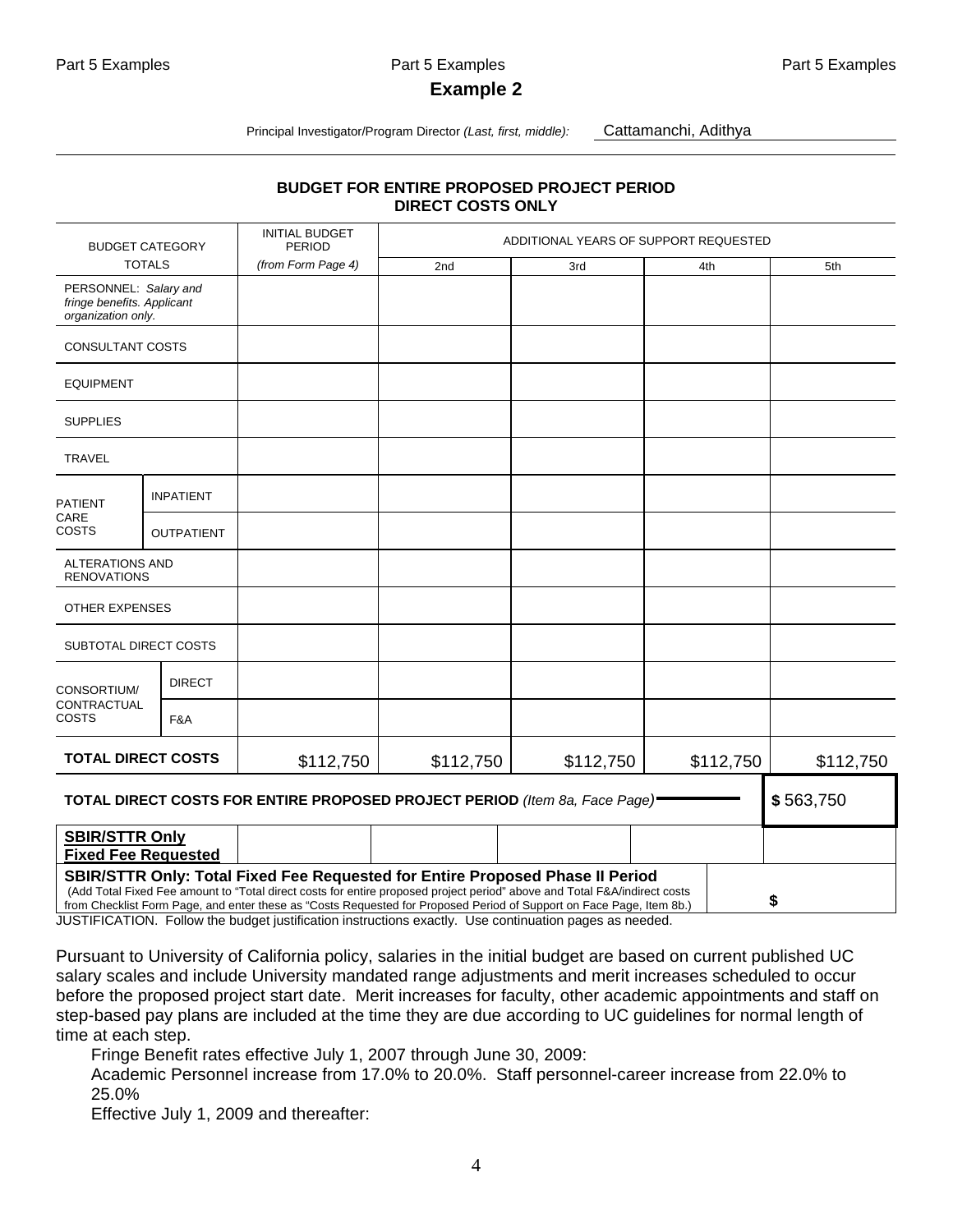## Example 2

Principal Investigator/Program Director *(Last, first, middle):* Cattamanchi, Adithya

**BUDGET FOR ENTIRE PROPOSED PROJECT PERIOD**
**DIRECT COSTS ONLY**

| BUDGET CATEGORY TOTALS | | INITIAL BUDGET PERIOD *(from Form Page 4)* | ADDITIONAL YEARS OF SUPPORT REQUESTED | | | |
|---|---|---|---|---|---|---|
| | | | 2nd | 3rd | 4th | 5th |
| PERSONNEL: *Salary and fringe benefits. Applicant organization only.* | | | | | | |
| CONSULTANT COSTS | | | | | | |
| EQUIPMENT | | | | | | |
| SUPPLIES | | | | | | |
| TRAVEL | | | | | | |
| PATIENT CARE COSTS | INPATIENT | | | | | |
| | OUTPATIENT | | | | | |
| ALTERATIONS AND RENOVATIONS | | | | | | |
| OTHER EXPENSES | | | | | | |
| SUBTOTAL DIRECT COSTS | | | | | | |
| CONSORTIUM/ CONTRACTUAL COSTS | DIRECT | | | | | |
| | F&A | | | | | |
| **TOTAL DIRECT COSTS** | | $112,750 | $112,750 | $112,750 | $112,750 | $112,750 |
| **TOTAL DIRECT COSTS FOR ENTIRE PROPOSED PROJECT PERIOD** *(Item 8a, Face Page)* | | | | | | $ 563,750 |
| **SBIR/STTR Only Fixed Fee Requested** | | | | | | |
| **SBIR/STTR Only: Total Fixed Fee Requested for Entire Proposed Phase II Period** (Add Total Fixed Fee amount to "Total direct costs for entire proposed project period" above and Total F&A/indirect costs from Checklist Form Page, and enter these as "Costs Requested for Proposed Period of Support on Face Page, Item 8b.) | | | | | | $ |

JUSTIFICATION. Follow the budget justification instructions exactly. Use continuation pages as needed.

Pursuant to University of California policy, salaries in the initial budget are based on current published UC salary scales and include University mandated range adjustments and merit increases scheduled to occur before the proposed project start date. Merit increases for faculty, other academic appointments and staff on step-based pay plans are included at the time they are due according to UC guidelines for normal length of time at each step.

Fringe Benefit rates effective July 1, 2007 through June 30, 2009:

Academic Personnel increase from 17.0% to 20.0%. Staff personnel-career increase from 22.0% to 25.0%

Effective July 1, 2009 and thereafter: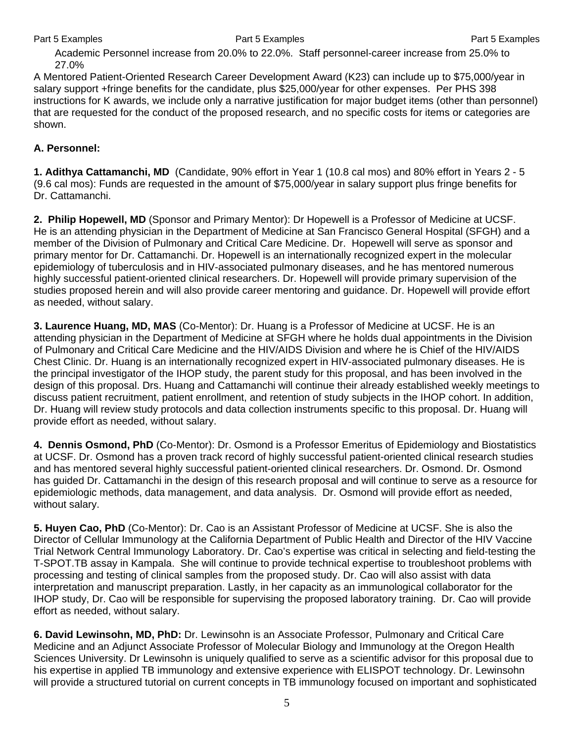Academic Personnel increase from 20.0% to 22.0%. Staff personnel-career increase from 25.0% to 27.0%

A Mentored Patient-Oriented Research Career Development Award (K23) can include up to $75,000/year in salary support +fringe benefits for the candidate, plus $25,000/year for other expenses. Per PHS 398 instructions for K awards, we include only a narrative justification for major budget items (other than personnel) that are requested for the conduct of the proposed research, and no specific costs for items or categories are shown.

**A. Personnel:**

**1. Adithya Cattamanchi, MD** (Candidate, 90% effort in Year 1 (10.8 cal mos) and 80% effort in Years 2 - 5 (9.6 cal mos): Funds are requested in the amount of $75,000/year in salary support plus fringe benefits for Dr. Cattamanchi.

**2. Philip Hopewell, MD** (Sponsor and Primary Mentor): Dr Hopewell is a Professor of Medicine at UCSF. He is an attending physician in the Department of Medicine at San Francisco General Hospital (SFGH) and a member of the Division of Pulmonary and Critical Care Medicine. Dr. Hopewell will serve as sponsor and primary mentor for Dr. Cattamanchi. Dr. Hopewell is an internationally recognized expert in the molecular epidemiology of tuberculosis and in HIV-associated pulmonary diseases, and he has mentored numerous highly successful patient-oriented clinical researchers. Dr. Hopewell will provide primary supervision of the studies proposed herein and will also provide career mentoring and guidance. Dr. Hopewell will provide effort as needed, without salary.

**3. Laurence Huang, MD, MAS** (Co-Mentor): Dr. Huang is a Professor of Medicine at UCSF. He is an attending physician in the Department of Medicine at SFGH where he holds dual appointments in the Division of Pulmonary and Critical Care Medicine and the HIV/AIDS Division and where he is Chief of the HIV/AIDS Chest Clinic. Dr. Huang is an internationally recognized expert in HIV-associated pulmonary diseases. He is the principal investigator of the IHOP study, the parent study for this proposal, and has been involved in the design of this proposal. Drs. Huang and Cattamanchi will continue their already established weekly meetings to discuss patient recruitment, patient enrollment, and retention of study subjects in the IHOP cohort. In addition, Dr. Huang will review study protocols and data collection instruments specific to this proposal. Dr. Huang will provide effort as needed, without salary.

**4. Dennis Osmond, PhD** (Co-Mentor): Dr. Osmond is a Professor Emeritus of Epidemiology and Biostatistics at UCSF. Dr. Osmond has a proven track record of highly successful patient-oriented clinical research studies and has mentored several highly successful patient-oriented clinical researchers. Dr. Osmond. Dr. Osmond has guided Dr. Cattamanchi in the design of this research proposal and will continue to serve as a resource for epidemiologic methods, data management, and data analysis. Dr. Osmond will provide effort as needed, without salary.

**5. Huyen Cao, PhD** (Co-Mentor): Dr. Cao is an Assistant Professor of Medicine at UCSF. She is also the Director of Cellular Immunology at the California Department of Public Health and Director of the HIV Vaccine Trial Network Central Immunology Laboratory. Dr. Cao's expertise was critical in selecting and field-testing the T-SPOT.TB assay in Kampala. She will continue to provide technical expertise to troubleshoot problems with processing and testing of clinical samples from the proposed study. Dr. Cao will also assist with data interpretation and manuscript preparation. Lastly, in her capacity as an immunological collaborator for the IHOP study, Dr. Cao will be responsible for supervising the proposed laboratory training. Dr. Cao will provide effort as needed, without salary.

**6. David Lewinsohn, MD, PhD:** Dr. Lewinsohn is an Associate Professor, Pulmonary and Critical Care Medicine and an Adjunct Associate Professor of Molecular Biology and Immunology at the Oregon Health Sciences University. Dr Lewinsohn is uniquely qualified to serve as a scientific advisor for this proposal due to his expertise in applied TB immunology and extensive experience with ELISPOT technology. Dr. Lewinsohn will provide a structured tutorial on current concepts in TB immunology focused on important and sophisticated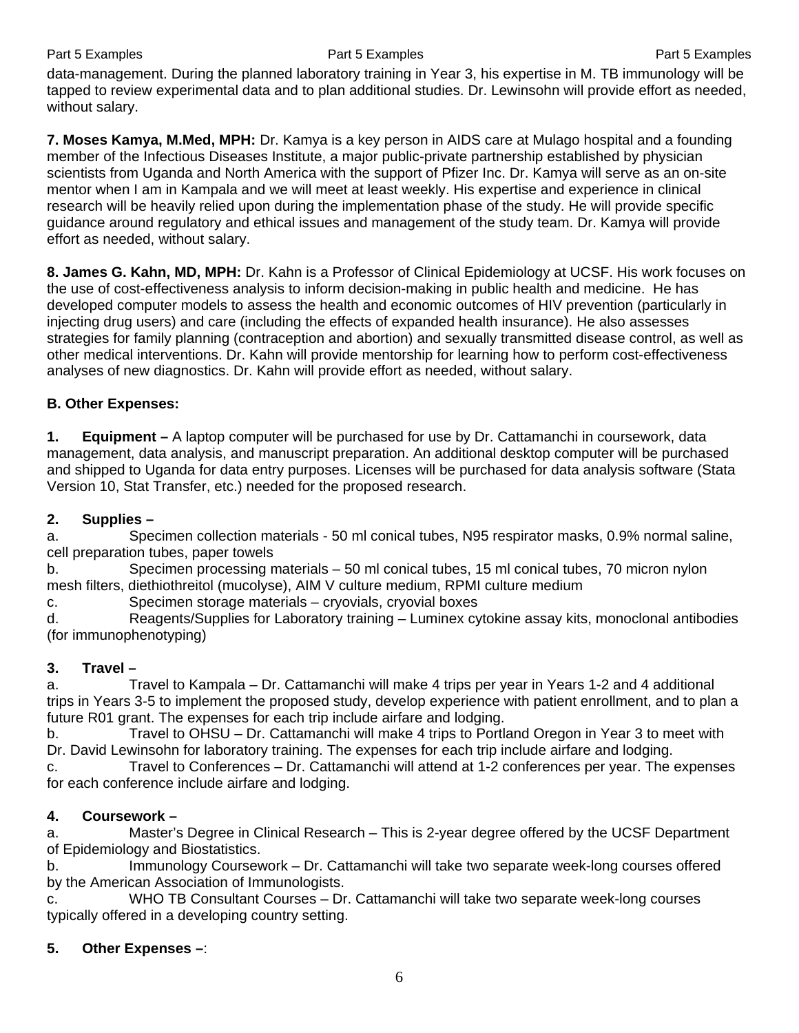data-management. During the planned laboratory training in Year 3, his expertise in M. TB immunology will be tapped to review experimental data and to plan additional studies. Dr. Lewinsohn will provide effort as needed, without salary.

**7. Moses Kamya, M.Med, MPH:** Dr. Kamya is a key person in AIDS care at Mulago hospital and a founding member of the Infectious Diseases Institute, a major public-private partnership established by physician scientists from Uganda and North America with the support of Pfizer Inc. Dr. Kamya will serve as an on-site mentor when I am in Kampala and we will meet at least weekly. His expertise and experience in clinical research will be heavily relied upon during the implementation phase of the study. He will provide specific guidance around regulatory and ethical issues and management of the study team. Dr. Kamya will provide effort as needed, without salary.

**8. James G. Kahn, MD, MPH:** Dr. Kahn is a Professor of Clinical Epidemiology at UCSF. His work focuses on the use of cost-effectiveness analysis to inform decision-making in public health and medicine. He has developed computer models to assess the health and economic outcomes of HIV prevention (particularly in injecting drug users) and care (including the effects of expanded health insurance). He also assesses strategies for family planning (contraception and abortion) and sexually transmitted disease control, as well as other medical interventions. Dr. Kahn will provide mentorship for learning how to perform cost-effectiveness analyses of new diagnostics. Dr. Kahn will provide effort as needed, without salary.

**B. Other Expenses:**

**1. Equipment –** A laptop computer will be purchased for use by Dr. Cattamanchi in coursework, data management, data analysis, and manuscript preparation. An additional desktop computer will be purchased and shipped to Uganda for data entry purposes. Licenses will be purchased for data analysis software (Stata Version 10, Stat Transfer, etc.) needed for the proposed research.

**2. Supplies –**

a. Specimen collection materials - 50 ml conical tubes, N95 respirator masks, 0.9% normal saline, cell preparation tubes, paper towels

b. Specimen processing materials – 50 ml conical tubes, 15 ml conical tubes, 70 micron nylon mesh filters, diethiothreitol (mucolyse), AIM V culture medium, RPMI culture medium

c. Specimen storage materials – cryovials, cryovial boxes

d. Reagents/Supplies for Laboratory training – Luminex cytokine assay kits, monoclonal antibodies (for immunophenotyping)

**3. Travel –**

a. Travel to Kampala – Dr. Cattamanchi will make 4 trips per year in Years 1-2 and 4 additional trips in Years 3-5 to implement the proposed study, develop experience with patient enrollment, and to plan a future R01 grant. The expenses for each trip include airfare and lodging.

b. Travel to OHSU – Dr. Cattamanchi will make 4 trips to Portland Oregon in Year 3 to meet with Dr. David Lewinsohn for laboratory training. The expenses for each trip include airfare and lodging.

c. Travel to Conferences – Dr. Cattamanchi will attend at 1-2 conferences per year. The expenses for each conference include airfare and lodging.

**4. Coursework –**

a. Master's Degree in Clinical Research – This is 2-year degree offered by the UCSF Department of Epidemiology and Biostatistics.

b. Immunology Coursework – Dr. Cattamanchi will take two separate week-long courses offered by the American Association of Immunologists.

c. WHO TB Consultant Courses – Dr. Cattamanchi will take two separate week-long courses typically offered in a developing country setting.

**5. Other Expenses –**: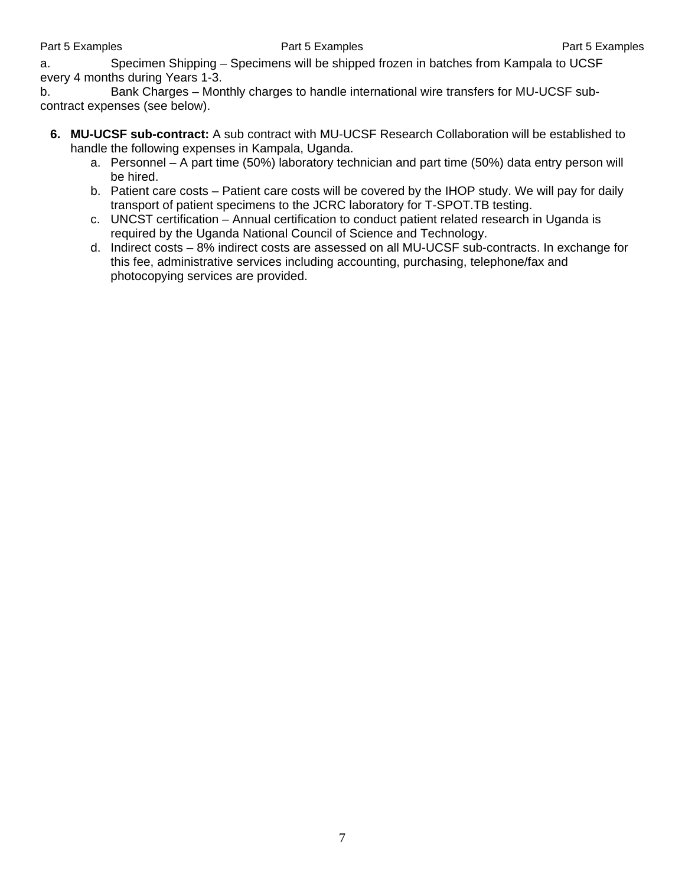a. Specimen Shipping – Specimens will be shipped frozen in batches from Kampala to UCSF every 4 months during Years 1-3.

b. Bank Charges – Monthly charges to handle international wire transfers for MU-UCSF sub-contract expenses (see below).

6. **MU-UCSF sub-contract:** A sub contract with MU-UCSF Research Collaboration will be established to handle the following expenses in Kampala, Uganda.
   a. Personnel – A part time (50%) laboratory technician and part time (50%) data entry person will be hired.
   b. Patient care costs – Patient care costs will be covered by the IHOP study. We will pay for daily transport of patient specimens to the JCRC laboratory for T-SPOT.TB testing.
   c. UNCST certification – Annual certification to conduct patient related research in Uganda is required by the Uganda National Council of Science and Technology.
   d. Indirect costs – 8% indirect costs are assessed on all MU-UCSF sub-contracts. In exchange for this fee, administrative services including accounting, purchasing, telephone/fax and photocopying services are provided.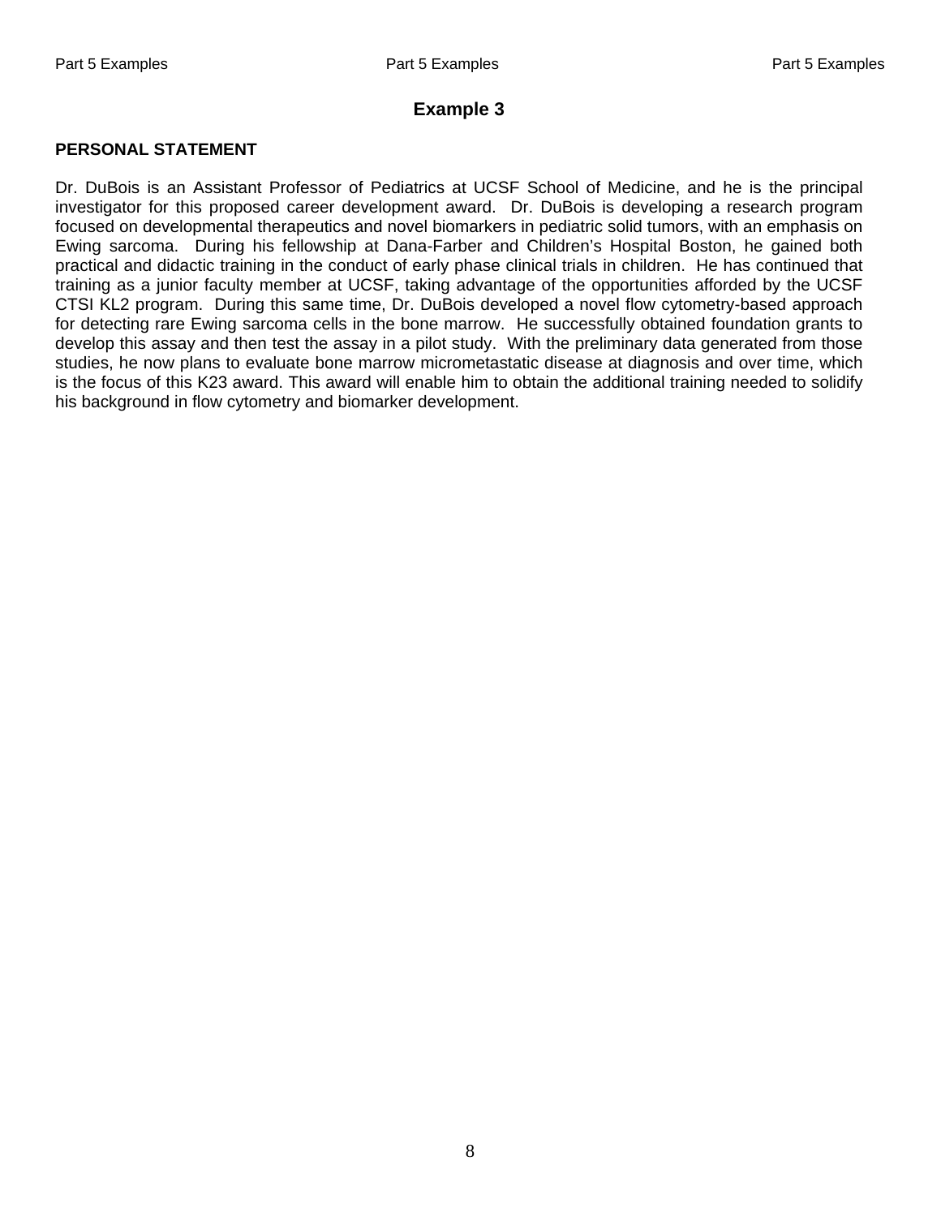## Example 3

**PERSONAL STATEMENT**

Dr. DuBois is an Assistant Professor of Pediatrics at UCSF School of Medicine, and he is the principal investigator for this proposed career development award. Dr. DuBois is developing a research program focused on developmental therapeutics and novel biomarkers in pediatric solid tumors, with an emphasis on Ewing sarcoma. During his fellowship at Dana-Farber and Children's Hospital Boston, he gained both practical and didactic training in the conduct of early phase clinical trials in children. He has continued that training as a junior faculty member at UCSF, taking advantage of the opportunities afforded by the UCSF CTSI KL2 program. During this same time, Dr. DuBois developed a novel flow cytometry-based approach for detecting rare Ewing sarcoma cells in the bone marrow. He successfully obtained foundation grants to develop this assay and then test the assay in a pilot study. With the preliminary data generated from those studies, he now plans to evaluate bone marrow micrometastatic disease at diagnosis and over time, which is the focus of this K23 award. This award will enable him to obtain the additional training needed to solidify his background in flow cytometry and biomarker development.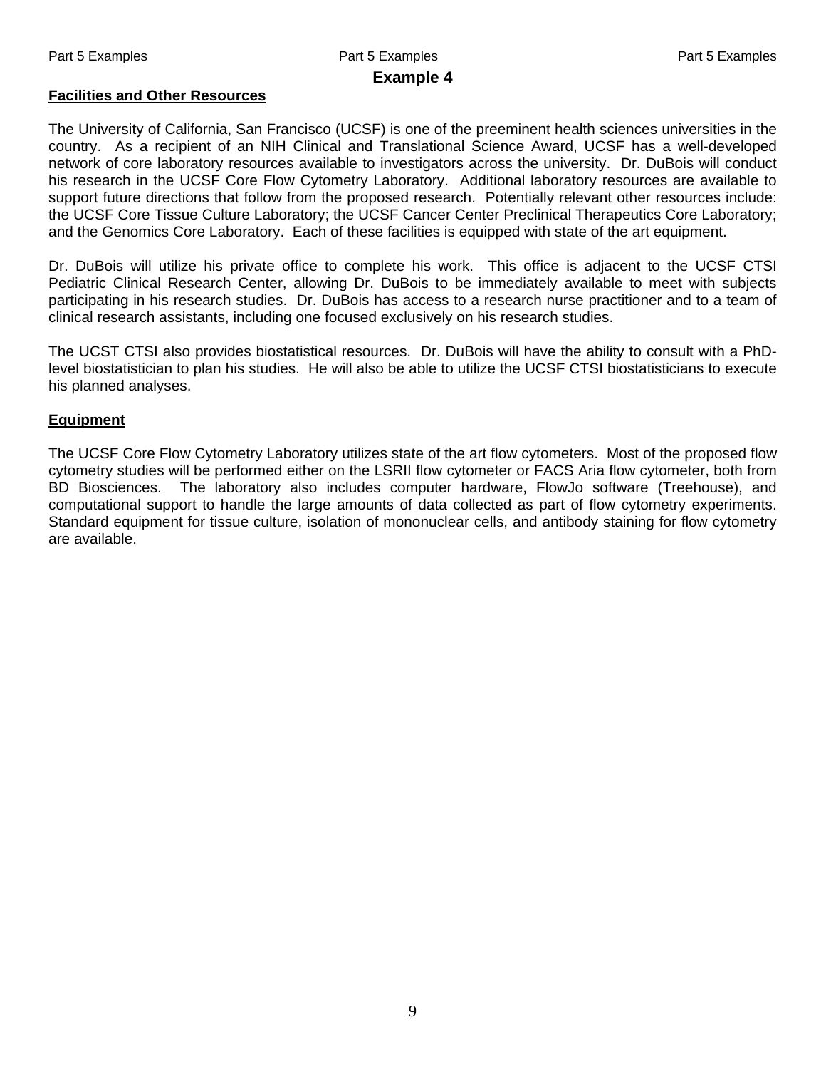# Example 4

## Facilities and Other Resources

The University of California, San Francisco (UCSF) is one of the preeminent health sciences universities in the country. As a recipient of an NIH Clinical and Translational Science Award, UCSF has a well-developed network of core laboratory resources available to investigators across the university. Dr. DuBois will conduct his research in the UCSF Core Flow Cytometry Laboratory. Additional laboratory resources are available to support future directions that follow from the proposed research. Potentially relevant other resources include: the UCSF Core Tissue Culture Laboratory; the UCSF Cancer Center Preclinical Therapeutics Core Laboratory; and the Genomics Core Laboratory. Each of these facilities is equipped with state of the art equipment.

Dr. DuBois will utilize his private office to complete his work. This office is adjacent to the UCSF CTSI Pediatric Clinical Research Center, allowing Dr. DuBois to be immediately available to meet with subjects participating in his research studies. Dr. DuBois has access to a research nurse practitioner and to a team of clinical research assistants, including one focused exclusively on his research studies.

The UCST CTSI also provides biostatistical resources. Dr. DuBois will have the ability to consult with a PhD-level biostatistician to plan his studies. He will also be able to utilize the UCSF CTSI biostatisticians to execute his planned analyses.

## Equipment

The UCSF Core Flow Cytometry Laboratory utilizes state of the art flow cytometers. Most of the proposed flow cytometry studies will be performed either on the LSRII flow cytometer or FACS Aria flow cytometer, both from BD Biosciences. The laboratory also includes computer hardware, FlowJo software (Treehouse), and computational support to handle the large amounts of data collected as part of flow cytometry experiments. Standard equipment for tissue culture, isolation of mononuclear cells, and antibody staining for flow cytometry are available.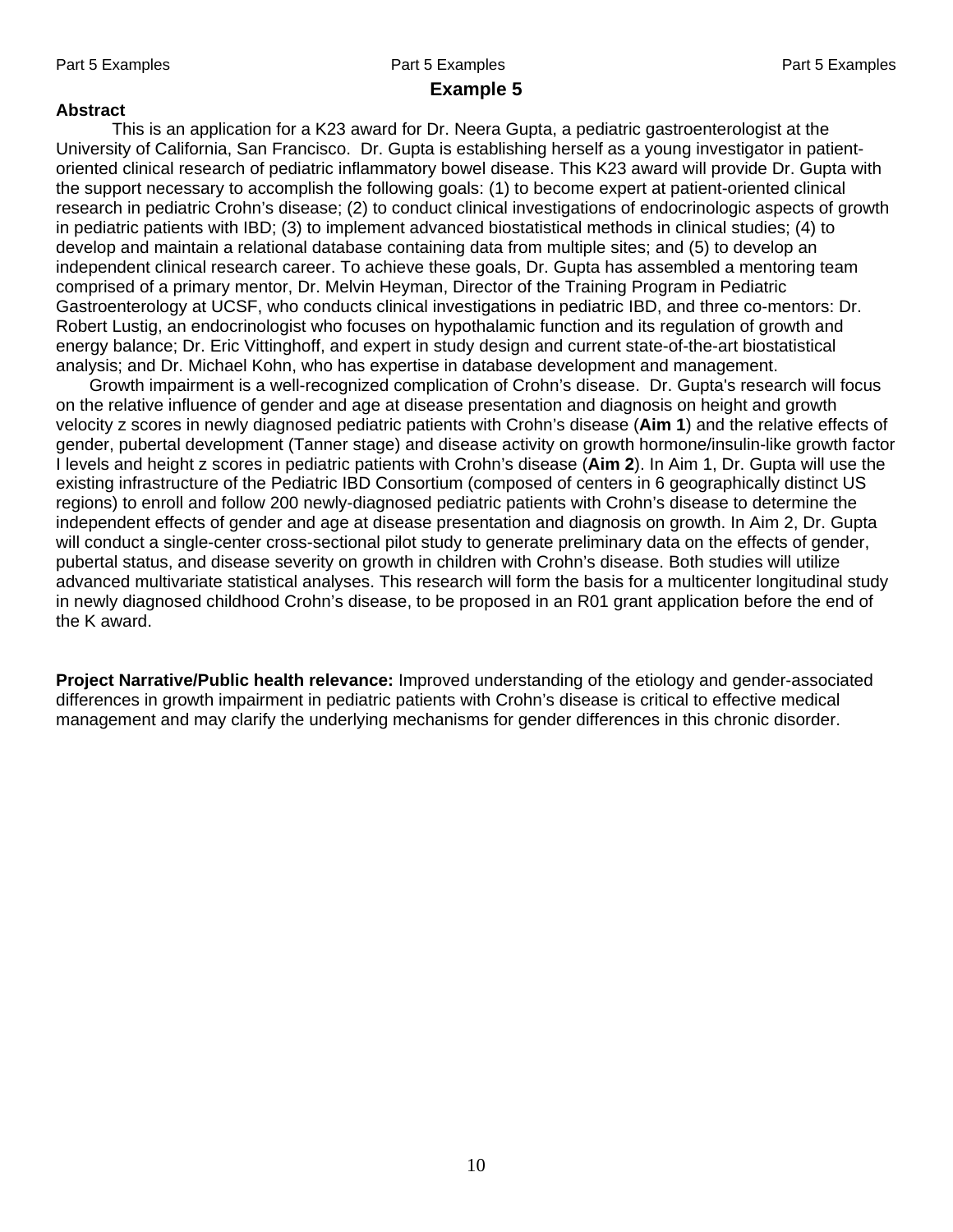## Example 5

**Abstract**

This is an application for a K23 award for Dr. Neera Gupta, a pediatric gastroenterologist at the University of California, San Francisco. Dr. Gupta is establishing herself as a young investigator in patient-oriented clinical research of pediatric inflammatory bowel disease. This K23 award will provide Dr. Gupta with the support necessary to accomplish the following goals: (1) to become expert at patient-oriented clinical research in pediatric Crohn's disease; (2) to conduct clinical investigations of endocrinologic aspects of growth in pediatric patients with IBD; (3) to implement advanced biostatistical methods in clinical studies; (4) to develop and maintain a relational database containing data from multiple sites; and (5) to develop an independent clinical research career. To achieve these goals, Dr. Gupta has assembled a mentoring team comprised of a primary mentor, Dr. Melvin Heyman, Director of the Training Program in Pediatric Gastroenterology at UCSF, who conducts clinical investigations in pediatric IBD, and three co-mentors: Dr. Robert Lustig, an endocrinologist who focuses on hypothalamic function and its regulation of growth and energy balance; Dr. Eric Vittinghoff, and expert in study design and current state-of-the-art biostatistical analysis; and Dr. Michael Kohn, who has expertise in database development and management.

Growth impairment is a well-recognized complication of Crohn's disease. Dr. Gupta's research will focus on the relative influence of gender and age at disease presentation and diagnosis on height and growth velocity z scores in newly diagnosed pediatric patients with Crohn's disease (**Aim 1**) and the relative effects of gender, pubertal development (Tanner stage) and disease activity on growth hormone/insulin-like growth factor I levels and height z scores in pediatric patients with Crohn's disease (**Aim 2**). In Aim 1, Dr. Gupta will use the existing infrastructure of the Pediatric IBD Consortium (composed of centers in 6 geographically distinct US regions) to enroll and follow 200 newly-diagnosed pediatric patients with Crohn's disease to determine the independent effects of gender and age at disease presentation and diagnosis on growth. In Aim 2, Dr. Gupta will conduct a single-center cross-sectional pilot study to generate preliminary data on the effects of gender, pubertal status, and disease severity on growth in children with Crohn's disease. Both studies will utilize advanced multivariate statistical analyses. This research will form the basis for a multicenter longitudinal study in newly diagnosed childhood Crohn's disease, to be proposed in an R01 grant application before the end of the K award.

**Project Narrative/Public health relevance:** Improved understanding of the etiology and gender-associated differences in growth impairment in pediatric patients with Crohn's disease is critical to effective medical management and may clarify the underlying mechanisms for gender differences in this chronic disorder.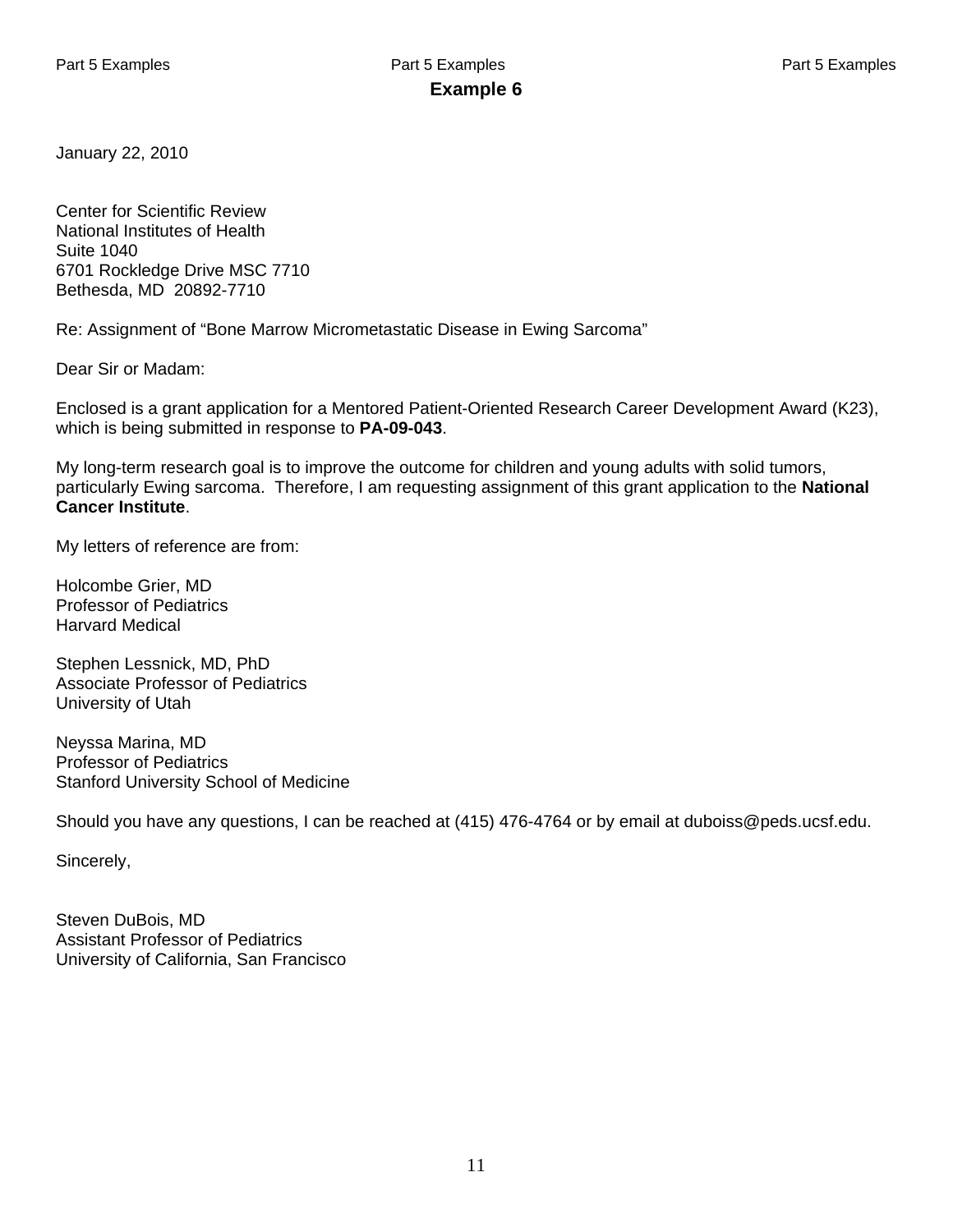## Example 6

January 22, 2010

Center for Scientific Review
National Institutes of Health
Suite 1040
6701 Rockledge Drive MSC 7710
Bethesda, MD 20892-7710

Re: Assignment of “Bone Marrow Micrometastatic Disease in Ewing Sarcoma”

Dear Sir or Madam:

Enclosed is a grant application for a Mentored Patient-Oriented Research Career Development Award (K23), which is being submitted in response to **PA-09-043**.

My long-term research goal is to improve the outcome for children and young adults with solid tumors, particularly Ewing sarcoma. Therefore, I am requesting assignment of this grant application to the **National Cancer Institute**.

My letters of reference are from:

Holcombe Grier, MD
Professor of Pediatrics
Harvard Medical

Stephen Lessnick, MD, PhD
Associate Professor of Pediatrics
University of Utah

Neyssa Marina, MD
Professor of Pediatrics
Stanford University School of Medicine

Should you have any questions, I can be reached at (415) 476-4764 or by email at duboiss@peds.ucsf.edu.

Sincerely,

Steven DuBois, MD
Assistant Professor of Pediatrics
University of California, San Francisco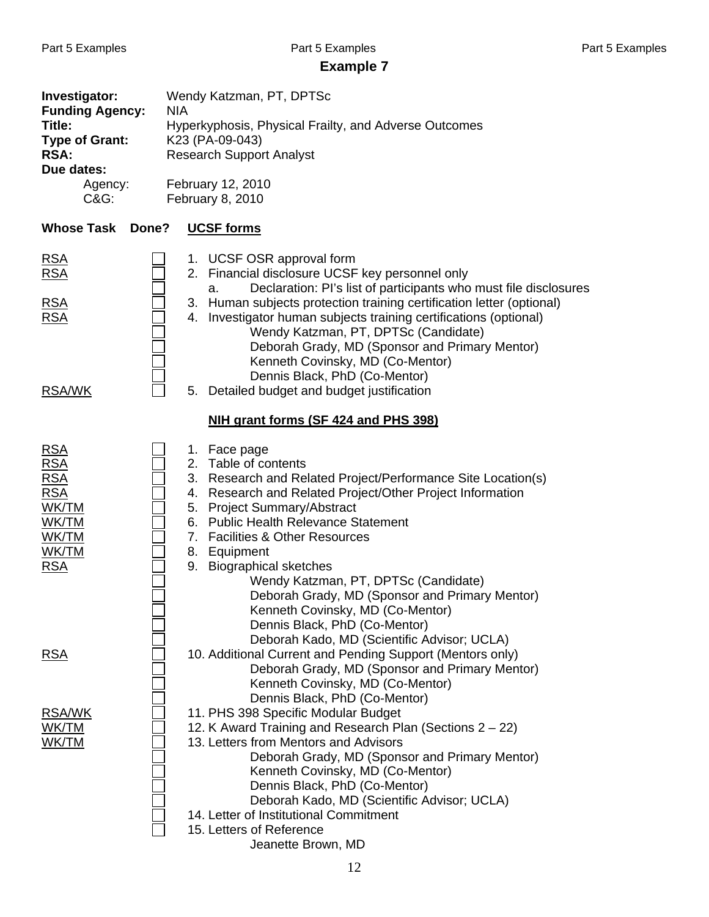## Example 7

**Investigator:** Wendy Katzman, PT, DPTSc
**Funding Agency:** NIA
**Title:** Hyperkyphosis, Physical Frailty, and Adverse Outcomes
**Type of Grant:** K23 (PA-09-043)
**RSA:** Research Support Analyst
**Due dates:**
Agency: February 12, 2010
C&G: February 8, 2010

| Whose Task | Done? | UCSF forms |
|---|---|---|
| RSA | ☐ | 1. UCSF OSR approval form |
| RSA | ☐ | 2. Financial disclosure UCSF key personnel only |
| | ☐ | a. Declaration: PI's list of participants who must file disclosures |
| RSA | ☐ | 3. Human subjects protection training certification letter (optional) |
| RSA | ☐ | 4. Investigator human subjects training certifications (optional) |
| | ☐ | Wendy Katzman, PT, DPTSc (Candidate) |
| | ☐ | Deborah Grady, MD (Sponsor and Primary Mentor) |
| | ☐ | Kenneth Covinsky, MD (Co-Mentor) |
| | ☐ | Dennis Black, PhD (Co-Mentor) |
| RSA/WK | ☐ | 5. Detailed budget and budget justification |

| Whose Task | Done? | NIH grant forms (SF 424 and PHS 398) |
|---|---|---|
| RSA | ☐ | 1. Face page |
| RSA | ☐ | 2. Table of contents |
| RSA | ☐ | 3. Research and Related Project/Performance Site Location(s) |
| RSA | ☐ | 4. Research and Related Project/Other Project Information |
| WK/TM | ☐ | 5. Project Summary/Abstract |
| WK/TM | ☐ | 6. Public Health Relevance Statement |
| WK/TM | ☐ | 7. Facilities & Other Resources |
| WK/TM | ☐ | 8. Equipment |
| RSA | ☐ | 9. Biographical sketches |
| | ☐ | Wendy Katzman, PT, DPTSc (Candidate) |
| | ☐ | Deborah Grady, MD (Sponsor and Primary Mentor) |
| | ☐ | Kenneth Covinsky, MD (Co-Mentor) |
| | ☐ | Dennis Black, PhD (Co-Mentor) |
| | ☐ | Deborah Kado, MD (Scientific Advisor; UCLA) |
| RSA | ☐ | 10. Additional Current and Pending Support (Mentors only) |
| | ☐ | Deborah Grady, MD (Sponsor and Primary Mentor) |
| | ☐ | Kenneth Covinsky, MD (Co-Mentor) |
| | ☐ | Dennis Black, PhD (Co-Mentor) |
| RSA/WK | ☐ | 11. PHS 398 Specific Modular Budget |
| WK/TM | ☐ | 12. K Award Training and Research Plan (Sections 2 – 22) |
| WK/TM | ☐ | 13. Letters from Mentors and Advisors |
| | ☐ | Deborah Grady, MD (Sponsor and Primary Mentor) |
| | ☐ | Kenneth Covinsky, MD (Co-Mentor) |
| | ☐ | Dennis Black, PhD (Co-Mentor) |
| | ☐ | Deborah Kado, MD (Scientific Advisor; UCLA) |
| | ☐ | 14. Letter of Institutional Commitment |
| | ☐ | 15. Letters of Reference |
| | | Jeanette Brown, MD |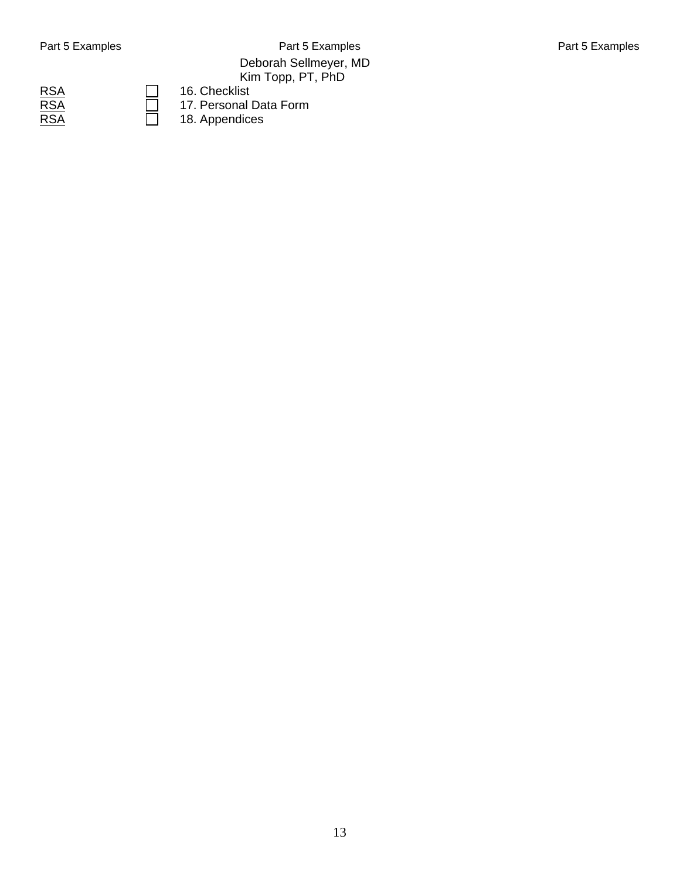Deborah Sellmeyer, MD
Kim Topp, PT, PhD

| | | |
|---|---|---|
| RSA | ☐ | 16. Checklist |
| RSA | ☐ | 17. Personal Data Form |
| RSA | ☐ | 18. Appendices |